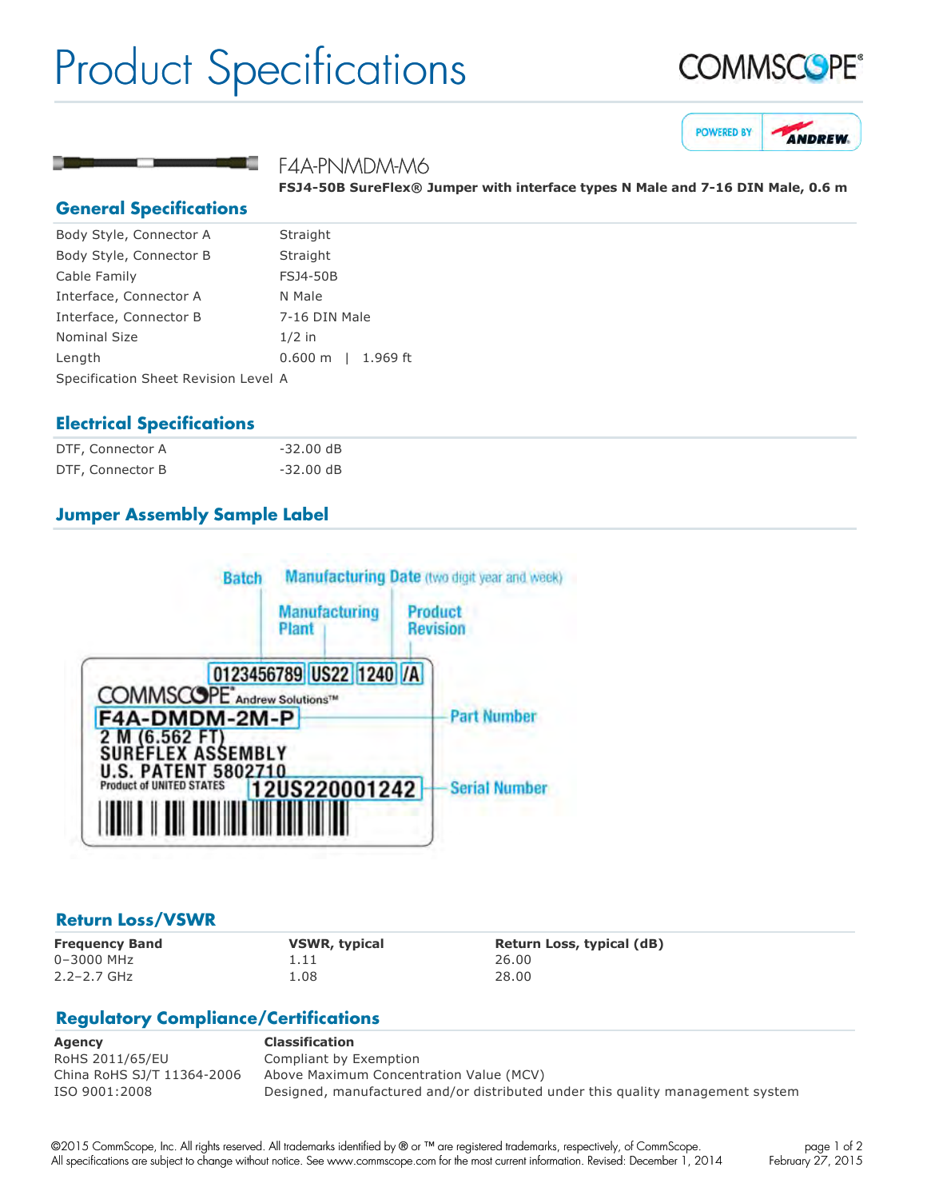# Product Specifications

COMMSCOPE®

POWERED BY ANDREW

F4A-PNMDM-M6

**FSJ4-50B SureFlex® Jumper with interface types N Male and 7-16 DIN Male, 0.6 m**

## General Specifications

| | |
|---|---|
| Body Style, Connector A | Straight |
| Body Style, Connector B | Straight |
| Cable Family | FSJ4-50B |
| Interface, Connector A | N Male |
| Interface, Connector B | 7-16 DIN Male |
| Nominal Size | 1/2 in |
| Length | 0.600 m \| 1.969 ft |
| Specification Sheet Revision Level | A |

## Electrical Specifications

| | |
|---|---|
| DTF, Connector A | -32.00 dB |
| DTF, Connector B | -32.00 dB |

## Jumper Assembly Sample Label

Batch — 0123456789
Manufacturing Plant — US22
Manufacturing Date (two digit year and week) — 1240
Product Revision — /A

COMMSCOPE® Andrew Solutions™

Part Number — F4A-DMDM-2M-P

2 M (6.562 FT)
SUREFLEX ASSEMBLY
U.S. PATENT 5802710
Product of UNITED STATES

Serial Number — 12US220001242

## Return Loss/VSWR

| Frequency Band | VSWR, typical | Return Loss, typical (dB) |
|---|---|---|
| 0–3000 MHz | 1.11 | 26.00 |
| 2.2–2.7 GHz | 1.08 | 28.00 |

## Regulatory Compliance/Certifications

| Agency | Classification |
|---|---|
| RoHS 2011/65/EU | Compliant by Exemption |
| China RoHS SJ/T 11364-2006 | Above Maximum Concentration Value (MCV) |
| ISO 9001:2008 | Designed, manufactured and/or distributed under this quality management system |

©2015 CommScope, Inc. All rights reserved. All trademarks identified by ® or ™ are registered trademarks, respectively, of CommScope. All specifications are subject to change without notice. See www.commscope.com for the most current information. Revised: December 1, 2014

February 27, 2015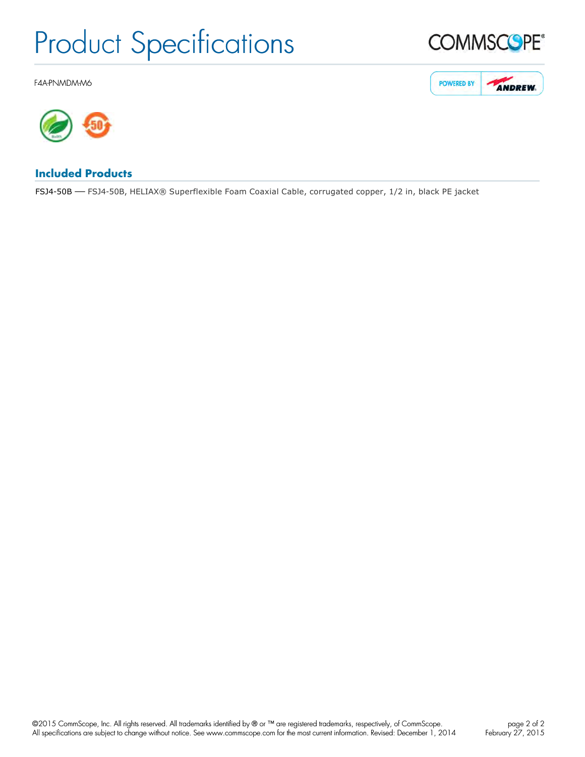# Product Specifications

F4A-PNMDM-M6

## Included Products

FSJ4-50B — FSJ4-50B, HELIAX® Superflexible Foam Coaxial Cable, corrugated copper, 1/2 in, black PE jacket